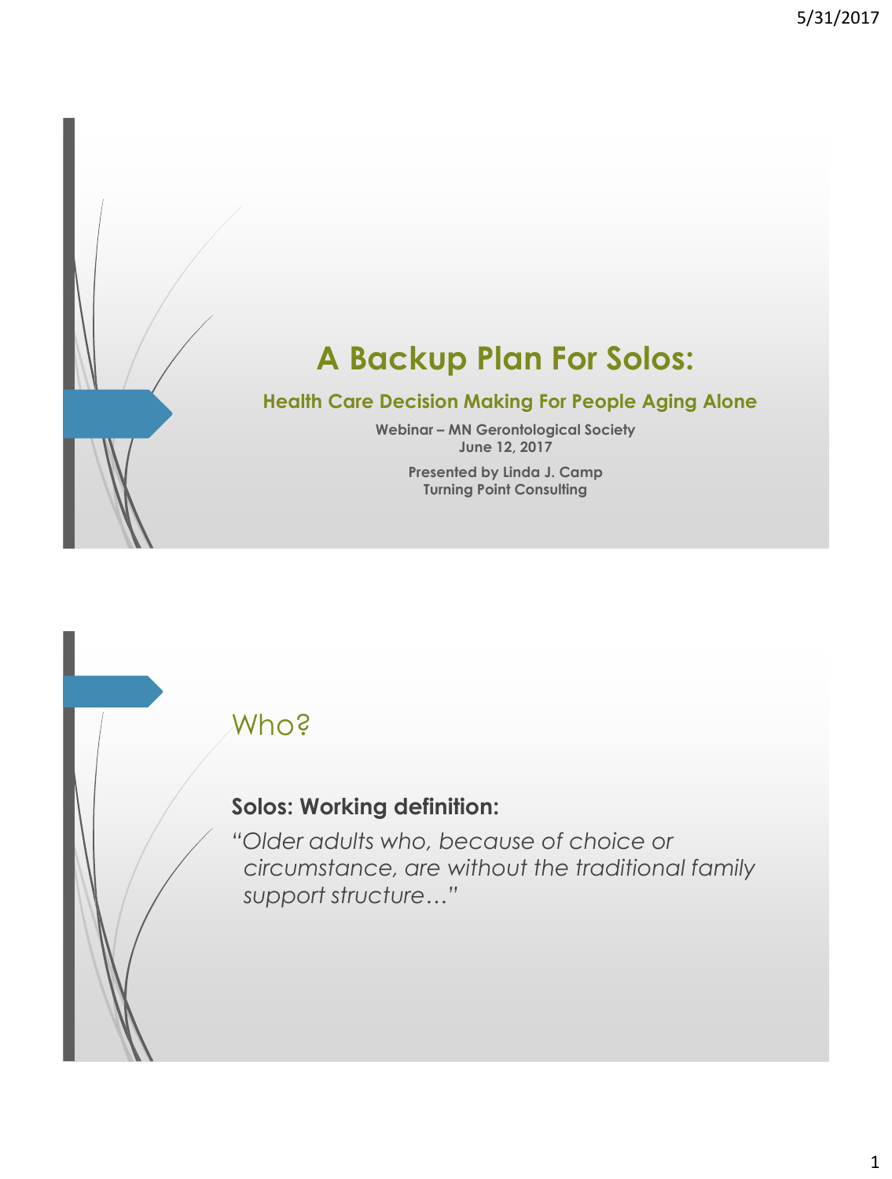# A Backup Plan For Solos:

## Health Care Decision Making For People Aging Alone

**Webinar – MN Gerontological Society**
**June 12, 2017**

**Presented by Linda J. Camp**
**Turning Point Consulting**

## Who?

**Solos: Working definition:**

*"Older adults who, because of choice or circumstance, are without the traditional family support structure…"*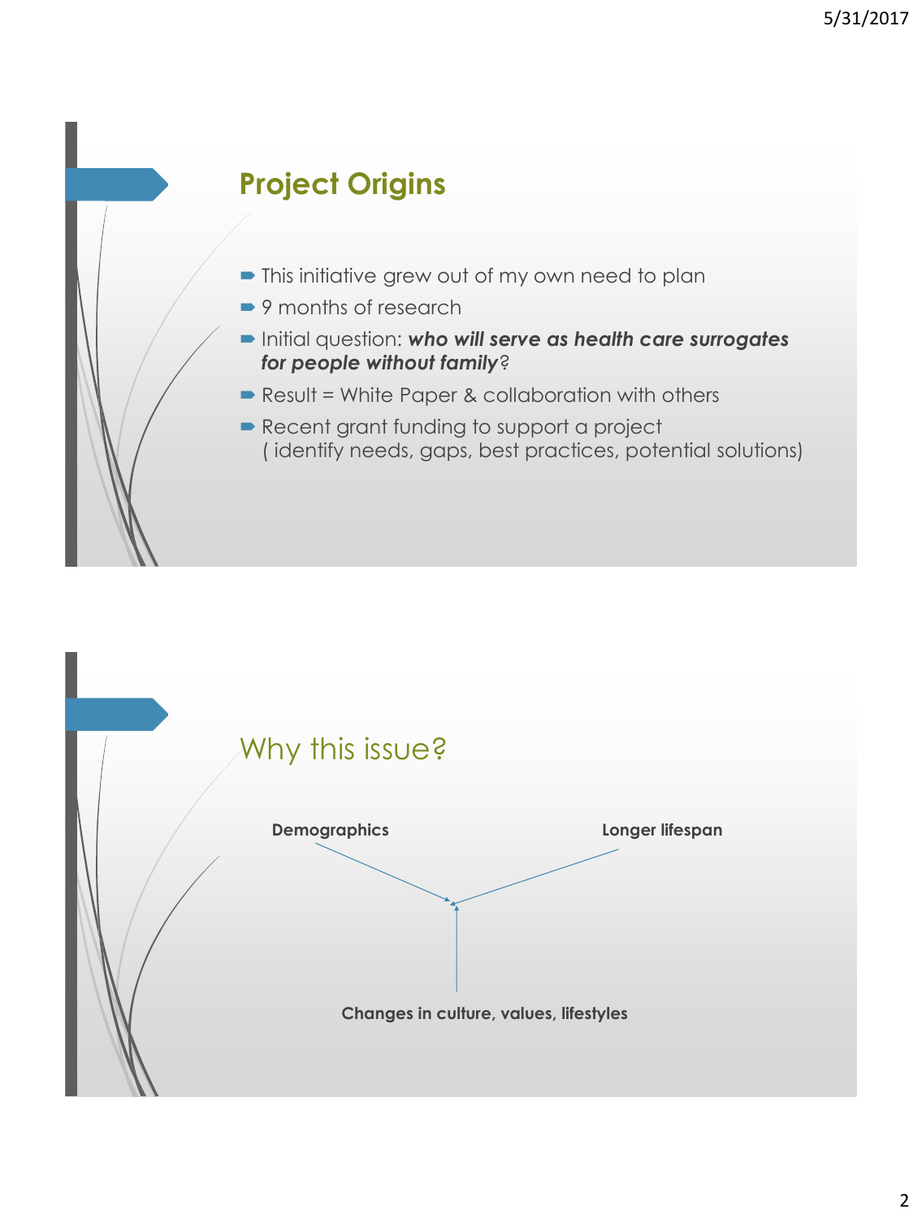## Project Origins

- This initiative grew out of my own need to plan
- 9 months of research
- Initial question: ***who will serve as health care surrogates for people without family***?
- Result = White Paper & collaboration with others
- Recent grant funding to support a project ( identify needs, gaps, best practices, potential solutions)

## Why this issue?

**Demographics**

**Longer lifespan**

**Changes in culture, values, lifestyles**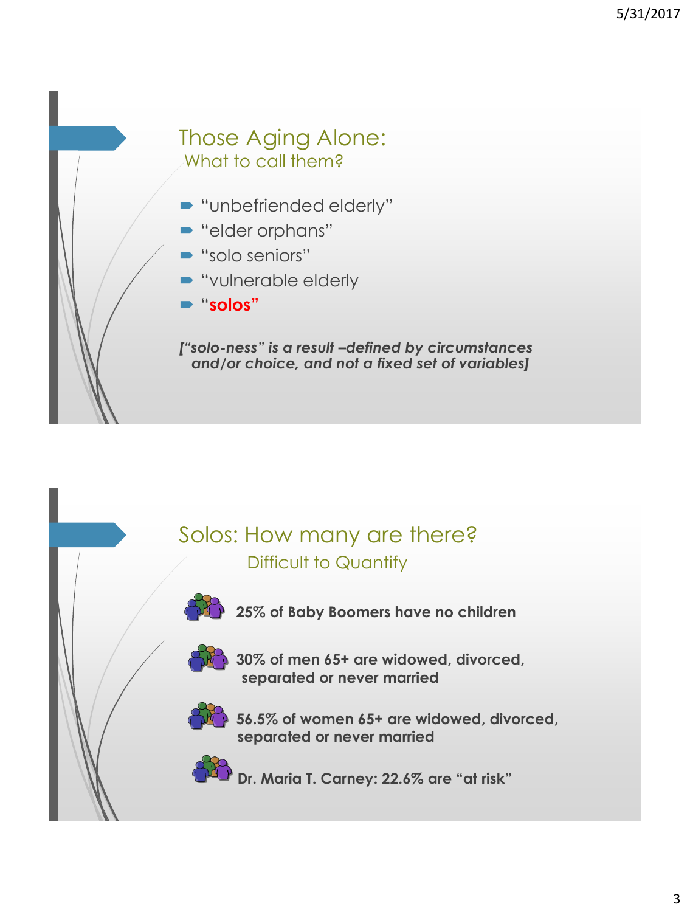## Those Aging Alone:
### What to call them?

- "unbefriended elderly"
- "elder orphans"
- "solo seniors"
- "vulnerable elderly
- "**solos"**

***["solo-ness" is a result –defined by circumstances and/or choice, and not a fixed set of variables]***

## Solos: How many are there?
### Difficult to Quantify

- **25% of Baby Boomers have no children**
- **30% of men 65+ are widowed, divorced, separated or never married**
- **56.5% of women 65+ are widowed, divorced, separated or never married**
- **Dr. Maria T. Carney: 22.6% are "at risk"**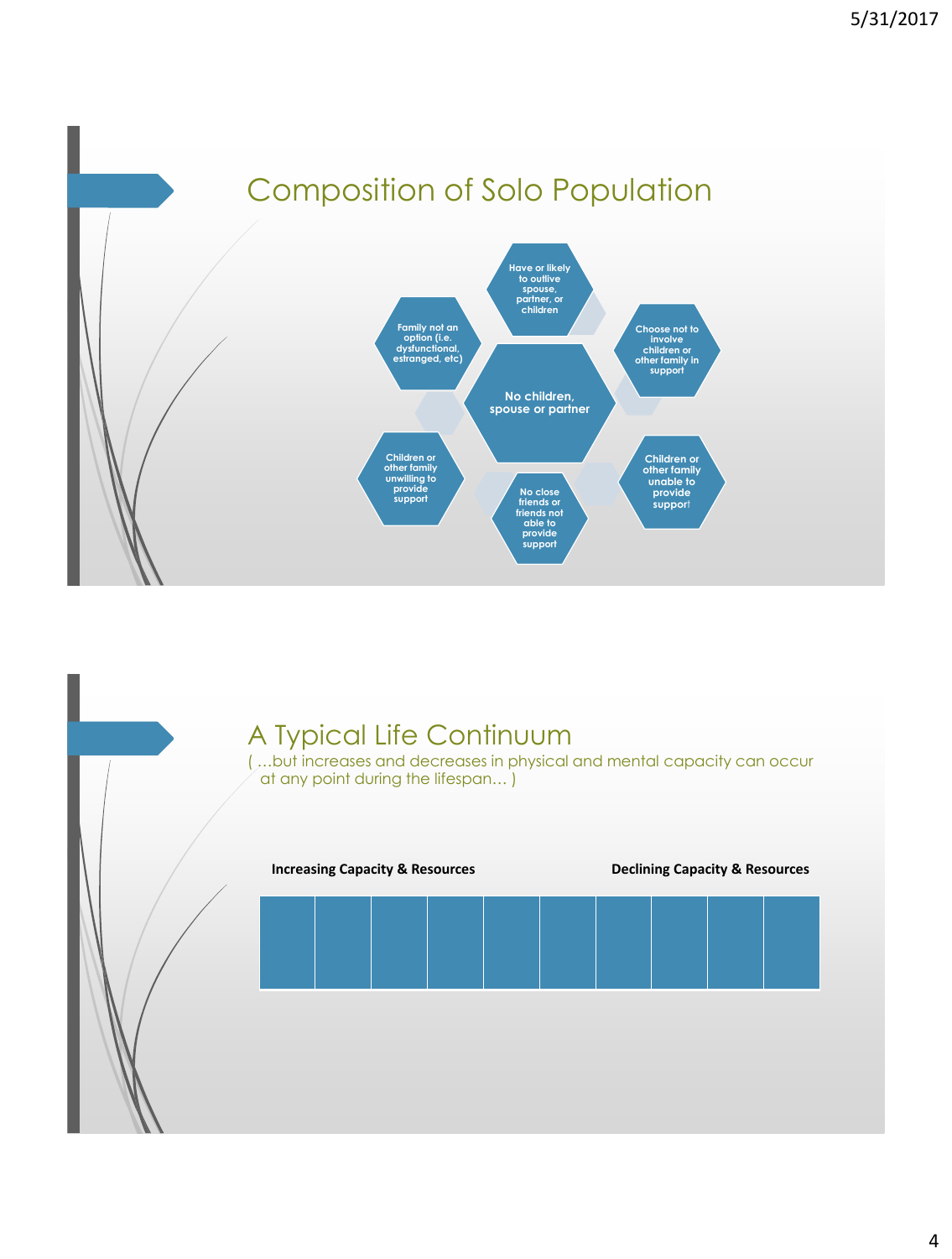## Composition of Solo Population

- No children, spouse or partner
- Have or likely to outlive spouse, partner, or children
- Choose not to involve children or other family in support
- Children or other family unable to provide support
- No close friends or friends not able to provide support
- Children or other family unwilling to provide support
- Family not an option (i.e. dysfunctional, estranged, etc)

## A Typical Life Continuum

( …but increases and decreases in physical and mental capacity can occur at any point during the lifespan… )

**Increasing Capacity & Resources** → **Declining Capacity & Resources**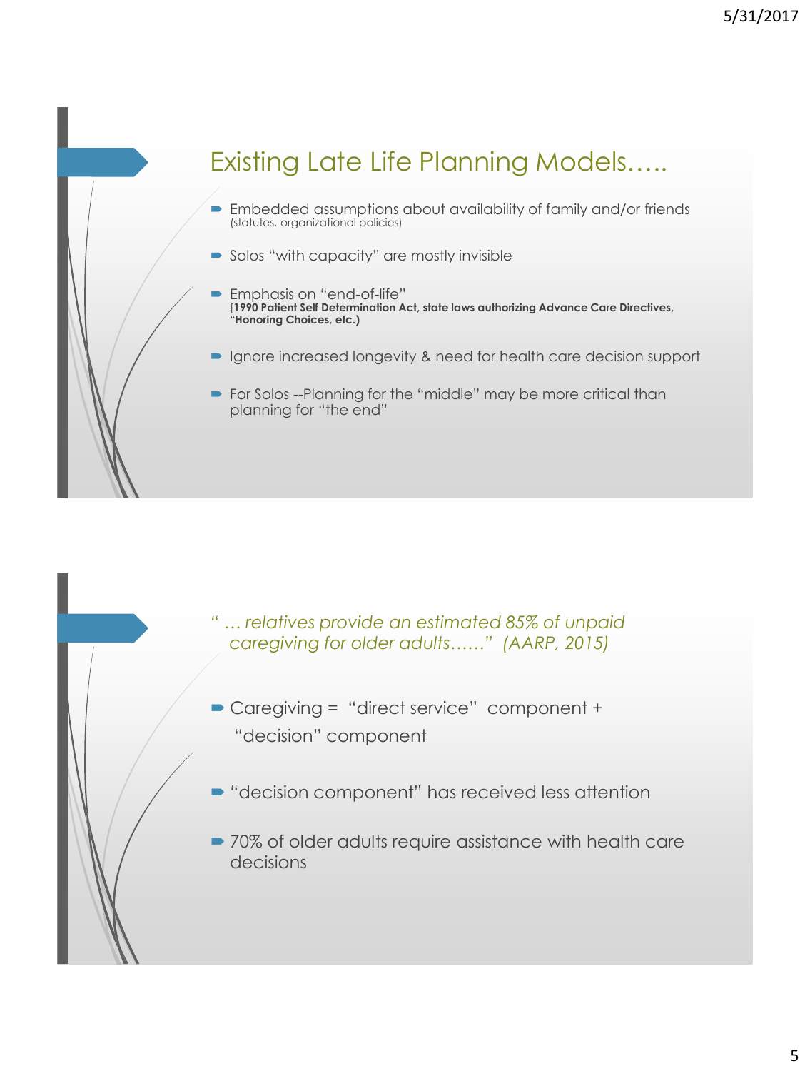## Existing Late Life Planning Models…..

- Embedded assumptions about availability of family and/or friends (statutes, organizational policies)
- Solos "with capacity" are mostly invisible
- Emphasis on "end-of-life" [**1990 Patient Self Determination Act, state laws authorizing Advance Care Directives, "Honoring Choices, etc.)**
- Ignore increased longevity & need for health care decision support
- For Solos --Planning for the "middle" may be more critical than planning for "the end"

*" … relatives provide an estimated 85% of unpaid caregiving for older adults……" (AARP, 2015)*

- Caregiving = "direct service" component + "decision" component
- "decision component" has received less attention
- 70% of older adults require assistance with health care decisions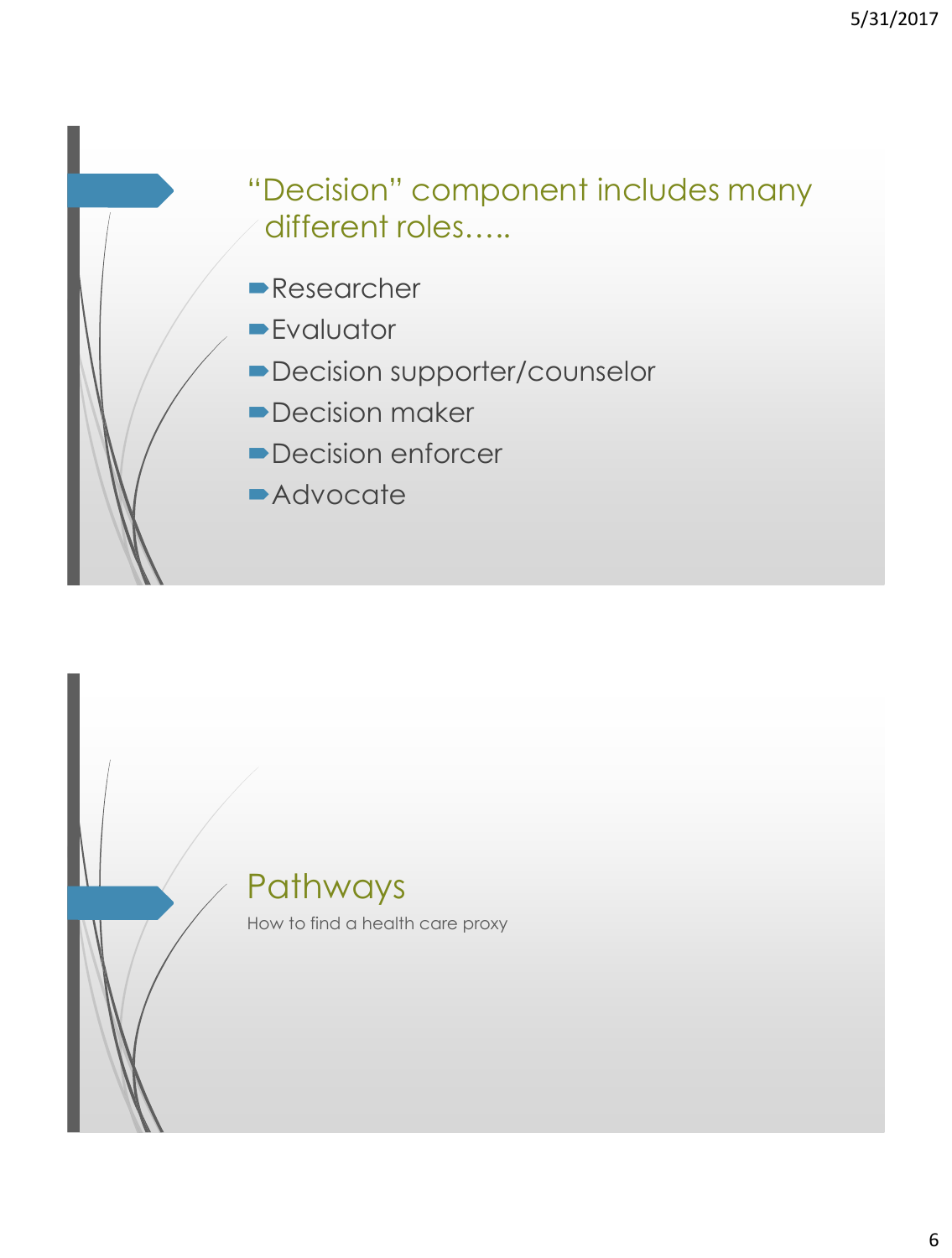## "Decision" component includes many different roles…..

- Researcher
- Evaluator
- Decision supporter/counselor
- Decision maker
- Decision enforcer
- Advocate

## Pathways

How to find a health care proxy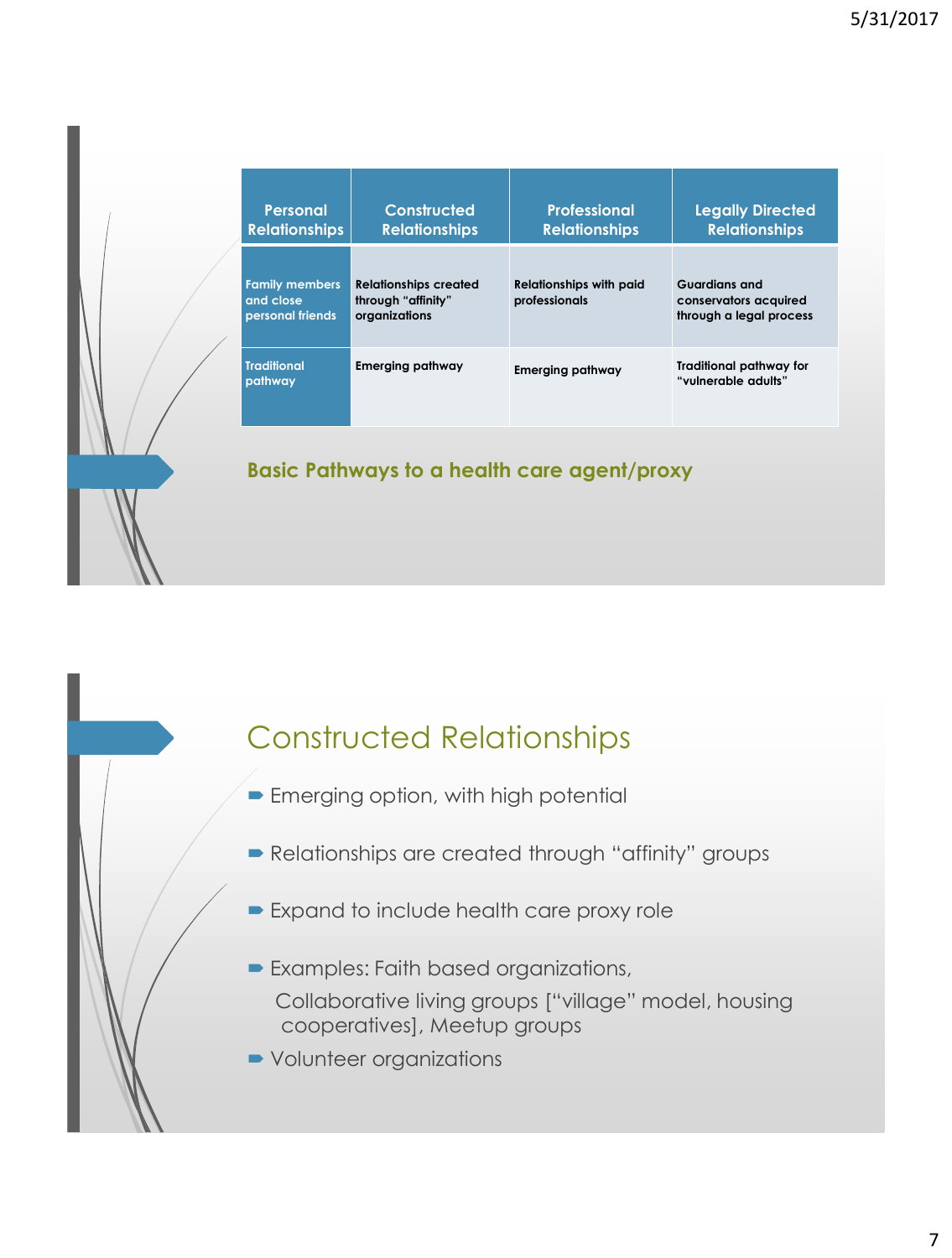| Personal Relationships | Constructed Relationships | Professional Relationships | Legally Directed Relationships |
|---|---|---|---|
| Family members and close personal friends | Relationships created through “affinity” organizations | Relationships with paid professionals | Guardians and conservators acquired through a legal process |
| Traditional pathway | Emerging pathway | Emerging pathway | Traditional pathway for “vulnerable adults” |

**Basic Pathways to a health care agent/proxy**

## Constructed Relationships

- Emerging option, with high potential
- Relationships are created through “affinity” groups
- Expand to include health care proxy role
- Examples: Faith based organizations, Collaborative living groups [“village” model, housing cooperatives], Meetup groups
- Volunteer organizations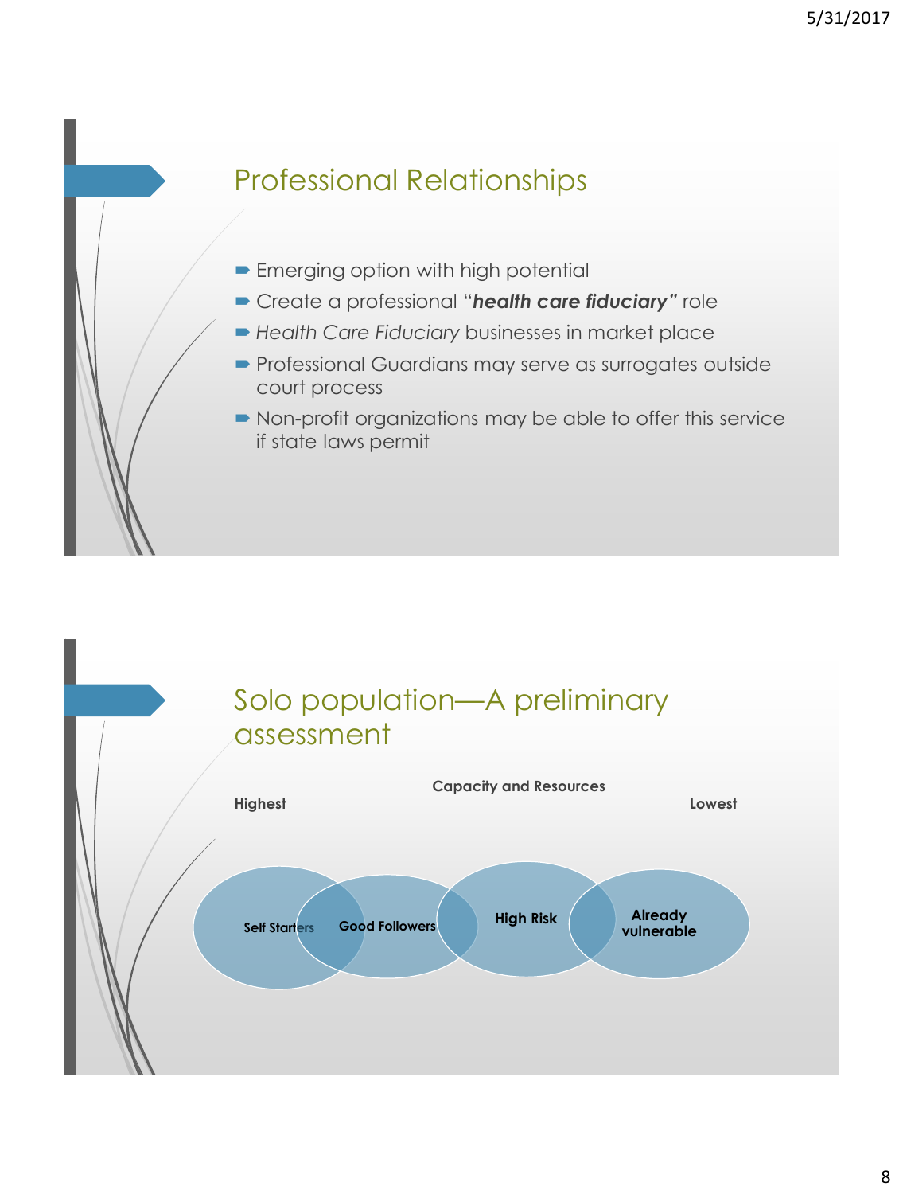## Professional Relationships

- Emerging option with high potential
- Create a professional "***health care fiduciary***" role
- *Health Care Fiduciary* businesses in market place
- Professional Guardians may serve as surrogates outside court process
- Non-profit organizations may be able to offer this service if state laws permit

## Solo population—A preliminary assessment

**Capacity and Resources**

**Highest** → **Lowest**

**Self Starters** | **Good Followers** | **High Risk** | **Already vulnerable**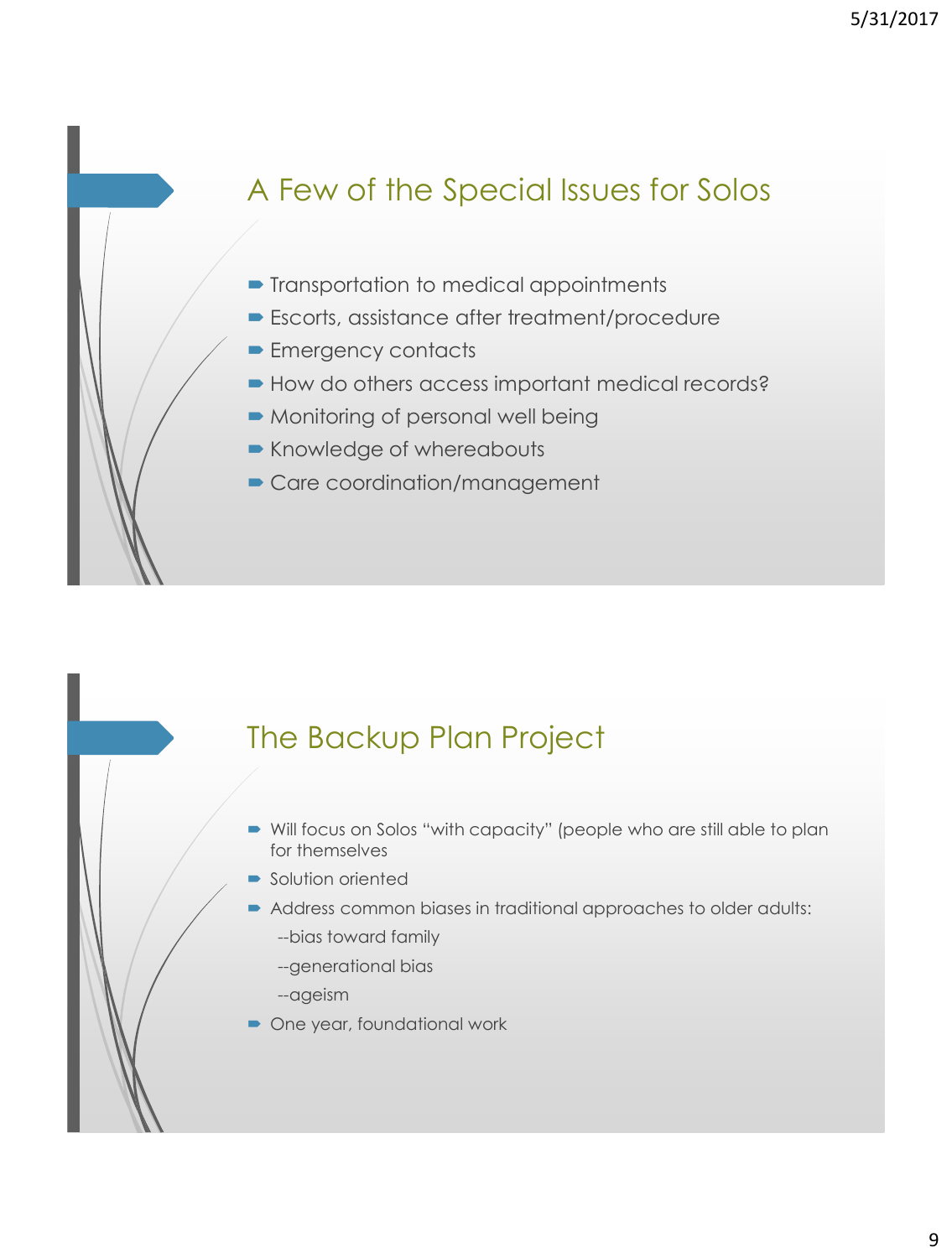## A Few of the Special Issues for Solos

- Transportation to medical appointments
- Escorts, assistance after treatment/procedure
- Emergency contacts
- How do others access important medical records?
- Monitoring of personal well being
- Knowledge of whereabouts
- Care coordination/management

## The Backup Plan Project

- Will focus on Solos "with capacity" (people who are still able to plan for themselves
- Solution oriented
- Address common biases in traditional approaches to older adults:
  - --bias toward family
  - --generational bias
  - --ageism
- One year, foundational work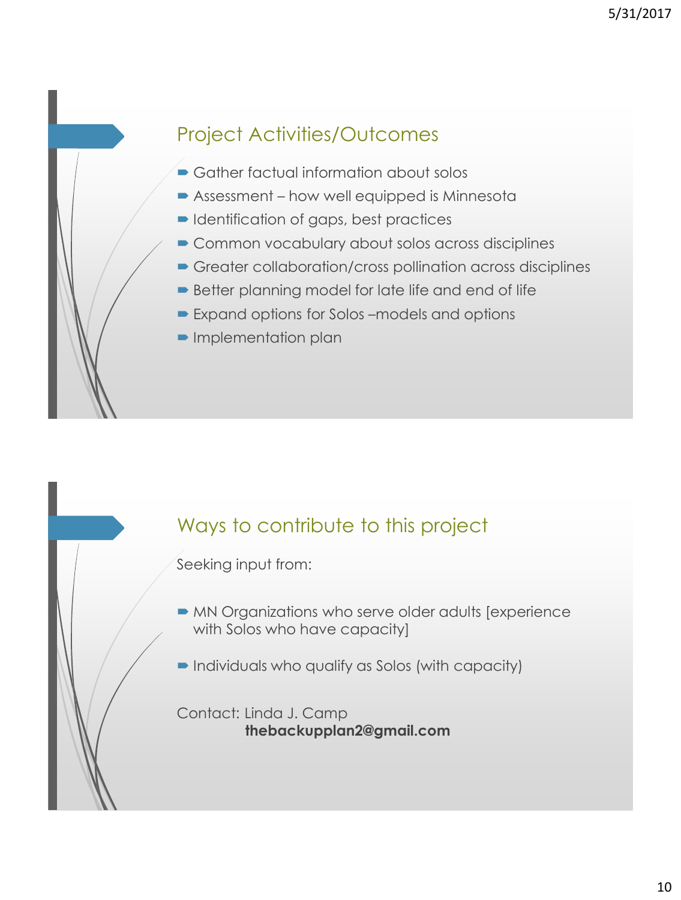## Project Activities/Outcomes

- Gather factual information about solos
- Assessment – how well equipped is Minnesota
- Identification of gaps, best practices
- Common vocabulary about solos across disciplines
- Greater collaboration/cross pollination across disciplines
- Better planning model for late life and end of life
- Expand options for Solos –models and options
- Implementation plan

## Ways to contribute to this project

Seeking input from:

- MN Organizations who serve older adults [experience with Solos who have capacity]
- Individuals who qualify as Solos (with capacity)

Contact: Linda J. Camp
**thebackupplan2@gmail.com**